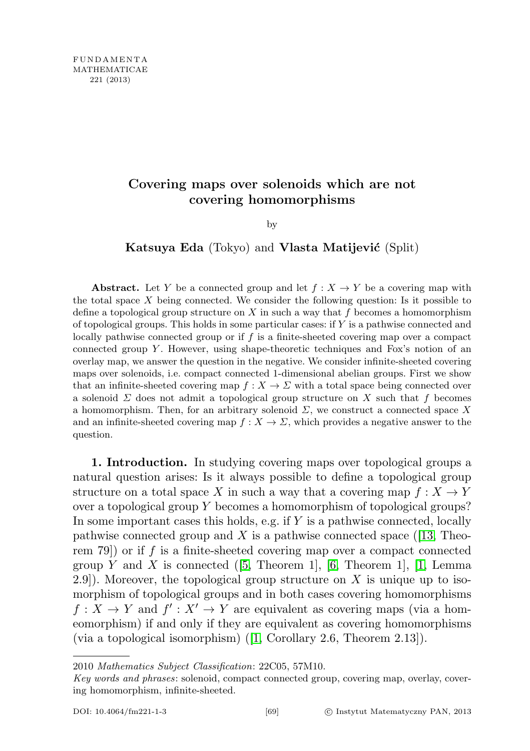# Covering maps over solenoids which are not covering homomorphisms

by

**Katsuya Eda** (Tokyo) and **Vlasta Matijević** (Split)

**Abstract.** Let $Y$ be a connected group and let $f : X \to Y$ be a covering map with the total space $X$ being connected. We consider the following question: Is it possible to define a topological group structure on $X$ in such a way that $f$ becomes a homomorphism of topological groups. This holds in some particular cases: if $Y$ is a pathwise connected and locally pathwise connected group or if $f$ is a finite-sheeted covering map over a compact connected group $Y$. However, using shape-theoretic techniques and Fox's notion of an overlay map, we answer the question in the negative. We consider infinite-sheeted covering maps over solenoids, i.e. compact connected 1-dimensional abelian groups. First we show that an infinite-sheeted covering map $f : X \to \Sigma$ with a total space being connected over a solenoid $\Sigma$ does not admit a topological group structure on $X$ such that $f$ becomes a homomorphism. Then, for an arbitrary solenoid $\Sigma$, we construct a connected space $X$ and an infinite-sheeted covering map $f : X \to \Sigma$, which provides a negative answer to the question.

**1. Introduction.** In studying covering maps over topological groups a natural question arises: Is it always possible to define a topological group structure on a total space $X$ in such a way that a covering map $f : X \to Y$ over a topological group $Y$ becomes a homomorphism of topological groups? In some important cases this holds, e.g. if $Y$ is a pathwise connected, locally pathwise connected group and $X$ is a pathwise connected space ([13, Theorem 79]) or if $f$ is a finite-sheeted covering map over a compact connected group $Y$ and $X$ is connected ([5, Theorem 1], [6, Theorem 1], [1, Lemma 2.9]). Moreover, the topological group structure on $X$ is unique up to isomorphism of topological groups and in both cases covering homomorphisms $f : X \to Y$ and $f' : X' \to Y$ are equivalent as covering maps (via a homeomorphism) if and only if they are equivalent as covering homomorphisms (via a topological isomorphism) ([1, Corollary 2.6, Theorem 2.13]).

---

2010 *Mathematics Subject Classification*: 22C05, 57M10.

*Key words and phrases*: solenoid, compact connected group, covering map, overlay, covering homomorphism, infinite-sheeted.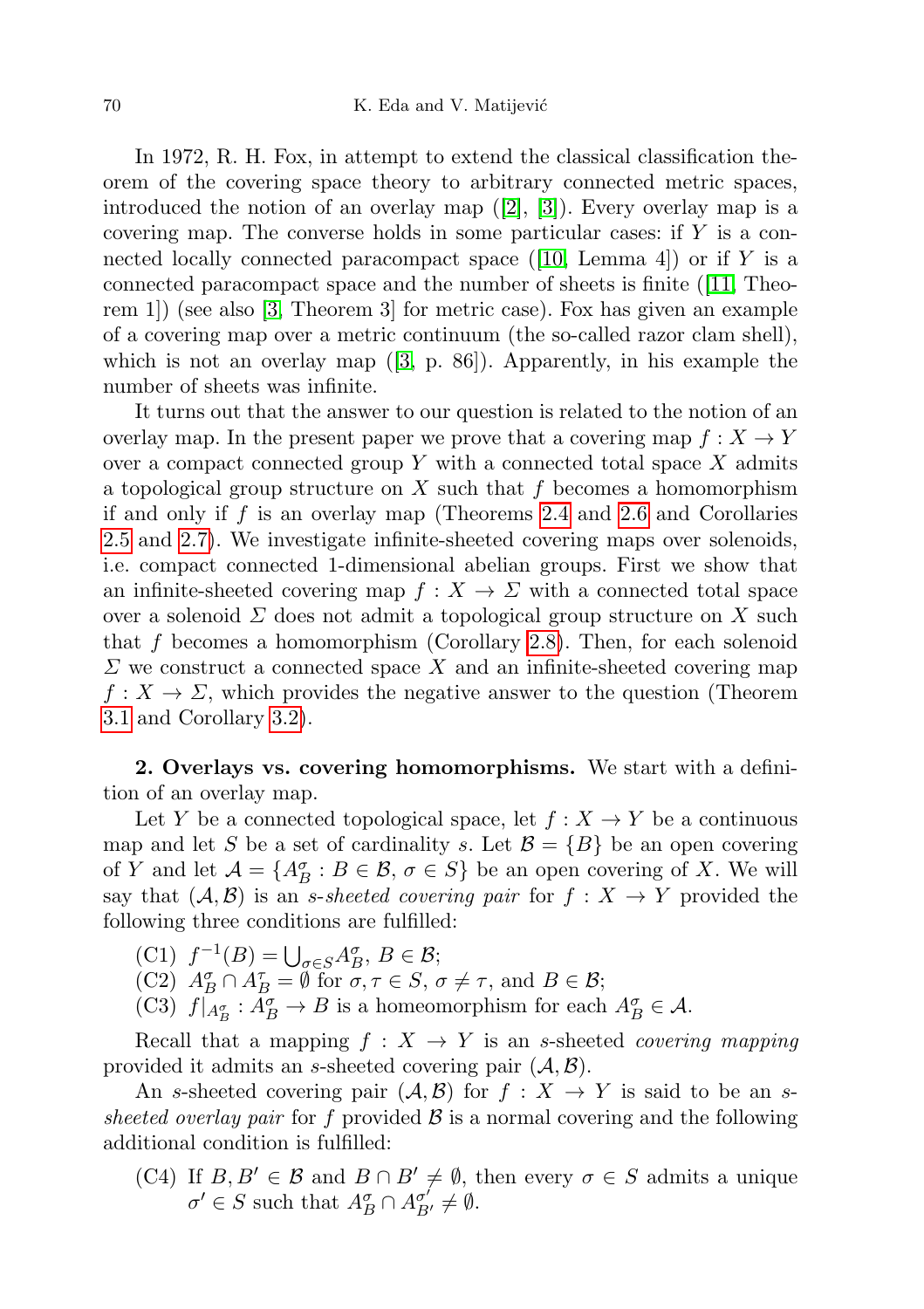In 1972, R. H. Fox, in attempt to extend the classical classification theorem of the covering space theory to arbitrary connected metric spaces, introduced the notion of an overlay map ([2], [3]). Every overlay map is a covering map. The converse holds in some particular cases: if $Y$ is a connected locally connected paracompact space ([10, Lemma 4]) or if $Y$ is a connected paracompact space and the number of sheets is finite ([11, Theorem 1]) (see also [3, Theorem 3] for metric case). Fox has given an example of a covering map over a metric continuum (the so-called razor clam shell), which is not an overlay map ([3, p. 86]). Apparently, in his example the number of sheets was infinite.

It turns out that the answer to our question is related to the notion of an overlay map. In the present paper we prove that a covering map $f : X \to Y$ over a compact connected group $Y$ with a connected total space $X$ admits a topological group structure on $X$ such that $f$ becomes a homomorphism if and only if $f$ is an overlay map (Theorems 2.4 and 2.6 and Corollaries 2.5 and 2.7). We investigate infinite-sheeted covering maps over solenoids, i.e. compact connected 1-dimensional abelian groups. First we show that an infinite-sheeted covering map $f : X \to \Sigma$ with a connected total space over a solenoid $\Sigma$ does not admit a topological group structure on $X$ such that $f$ becomes a homomorphism (Corollary 2.8). Then, for each solenoid $\Sigma$ we construct a connected space $X$ and an infinite-sheeted covering map $f : X \to \Sigma$, which provides the negative answer to the question (Theorem 3.1 and Corollary 3.2).

**2. Overlays vs. covering homomorphisms.** We start with a definition of an overlay map.

Let $Y$ be a connected topological space, let $f : X \to Y$ be a continuous map and let $S$ be a set of cardinality $s$. Let $\mathcal{B} = \{B\}$ be an open covering of $Y$ and let $\mathcal{A} = \{A^\sigma_B : B \in \mathcal{B},\ \sigma \in S\}$ be an open covering of $X$. We will say that $(\mathcal{A}, \mathcal{B})$ is an *$s$-sheeted covering pair* for $f : X \to Y$ provided the following three conditions are fulfilled:

- (C1) $f^{-1}(B) = \bigcup_{\sigma \in S} A^\sigma_B$, $B \in \mathcal{B}$;
- (C2) $A^\sigma_B \cap A^\tau_B = \emptyset$ for $\sigma, \tau \in S$, $\sigma \neq \tau$, and $B \in \mathcal{B}$;
- (C3) $f|_{A^\sigma_B} : A^\sigma_B \to B$ is a homeomorphism for each $A^\sigma_B \in \mathcal{A}$.

Recall that a mapping $f : X \to Y$ is an $s$-sheeted *covering mapping* provided it admits an $s$-sheeted covering pair $(\mathcal{A}, \mathcal{B})$.

An $s$-sheeted covering pair $(\mathcal{A}, \mathcal{B})$ for $f : X \to Y$ is said to be an *$s$-sheeted overlay pair* for $f$ provided $\mathcal{B}$ is a normal covering and the following additional condition is fulfilled:

- (C4) If $B, B' \in \mathcal{B}$ and $B \cap B' \neq \emptyset$, then every $\sigma \in S$ admits a unique $\sigma' \in S$ such that $A^\sigma_B \cap A^{\sigma'}_{B'} \neq \emptyset$.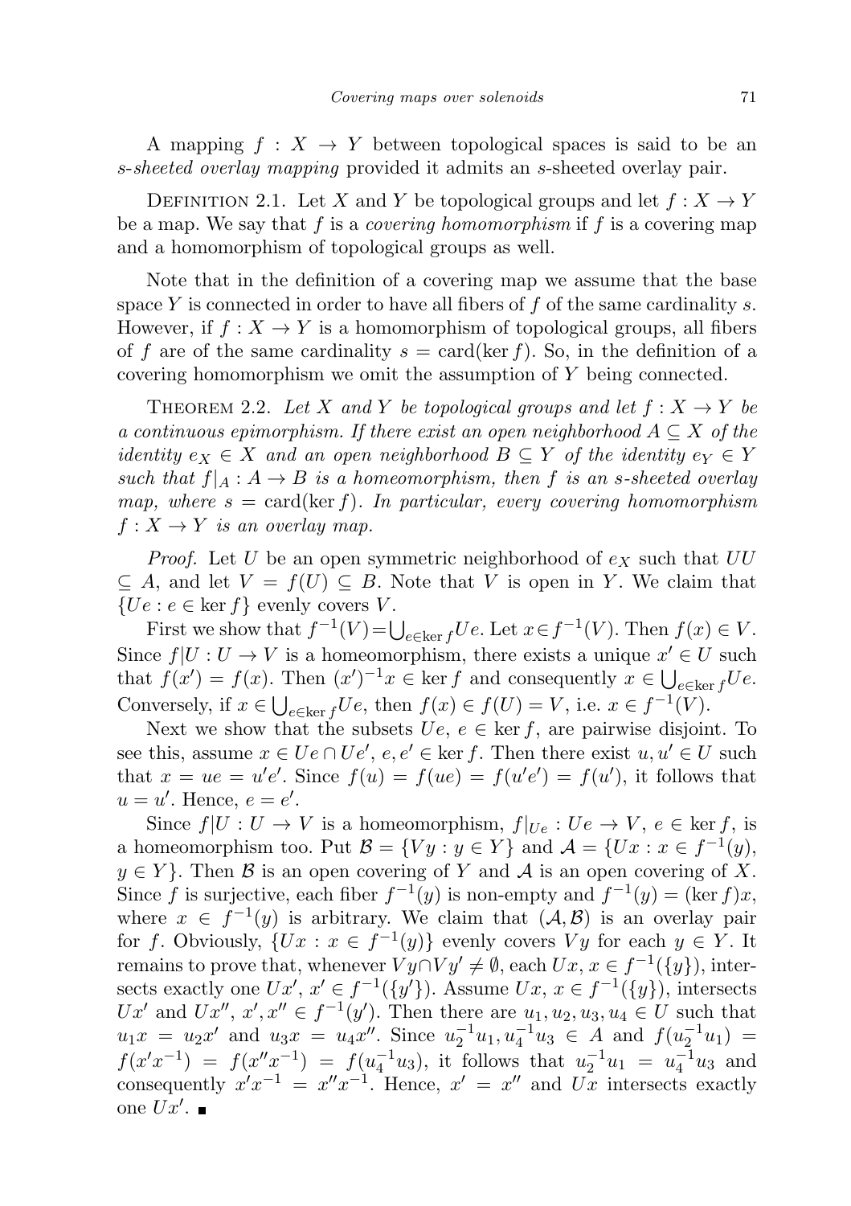A mapping $f : X \to Y$ between topological spaces is said to be an *s-sheeted overlay mapping* provided it admits an $s$-sheeted overlay pair.

Definition 2.1. Let $X$ and $Y$ be topological groups and let $f : X \to Y$ be a map. We say that $f$ is a *covering homomorphism* if $f$ is a covering map and a homomorphism of topological groups as well.

Note that in the definition of a covering map we assume that the base space $Y$ is connected in order to have all fibers of $f$ of the same cardinality $s$. However, if $f : X \to Y$ is a homomorphism of topological groups, all fibers of $f$ are of the same cardinality $s = \mathrm{card}(\ker f)$. So, in the definition of a covering homomorphism we omit the assumption of $Y$ being connected.

Theorem 2.2. *Let $X$ and $Y$ be topological groups and let $f : X \to Y$ be a continuous epimorphism. If there exist an open neighborhood $A \subseteq X$ of the identity $e_X \in X$ and an open neighborhood $B \subseteq Y$ of the identity $e_Y \in Y$ such that $f|_A : A \to B$ is a homeomorphism, then $f$ is an $s$-sheeted overlay map, where $s = \mathrm{card}(\ker f)$. In particular, every covering homomorphism $f : X \to Y$ is an overlay map.*

*Proof.* Let $U$ be an open symmetric neighborhood of $e_X$ such that $UU \subseteq A$, and let $V = f(U) \subseteq B$. Note that $V$ is open in $Y$. We claim that $\{Ue : e \in \ker f\}$ evenly covers $V$.

First we show that $f^{-1}(V) = \bigcup_{e \in \ker f} Ue$. Let $x \in f^{-1}(V)$. Then $f(x) \in V$. Since $f|U : U \to V$ is a homeomorphism, there exists a unique $x' \in U$ such that $f(x') = f(x)$. Then $(x')^{-1}x \in \ker f$ and consequently $x \in \bigcup_{e \in \ker f} Ue$. Conversely, if $x \in \bigcup_{e \in \ker f} Ue$, then $f(x) \in f(U) = V$, i.e. $x \in f^{-1}(V)$.

Next we show that the subsets $Ue$, $e \in \ker f$, are pairwise disjoint. To see this, assume $x \in Ue \cap Ue'$, $e, e' \in \ker f$. Then there exist $u, u' \in U$ such that $x = ue = u'e'$. Since $f(u) = f(ue) = f(u'e') = f(u')$, it follows that $u = u'$. Hence, $e = e'$.

Since $f|U : U \to V$ is a homeomorphism, $f|_{Ue} : Ue \to V$, $e \in \ker f$, is a homeomorphism too. Put $\mathcal{B} = \{Vy : y \in Y\}$ and $\mathcal{A} = \{Ux : x \in f^{-1}(y), y \in Y\}$. Then $\mathcal{B}$ is an open covering of $Y$ and $\mathcal{A}$ is an open covering of $X$. Since $f$ is surjective, each fiber $f^{-1}(y)$ is non-empty and $f^{-1}(y) = (\ker f)x$, where $x \in f^{-1}(y)$ is arbitrary. We claim that $(\mathcal{A}, \mathcal{B})$ is an overlay pair for $f$. Obviously, $\{Ux : x \in f^{-1}(y)\}$ evenly covers $Vy$ for each $y \in Y$. It remains to prove that, whenever $Vy \cap Vy' \neq \emptyset$, each $Ux$, $x \in f^{-1}(\{y\})$, intersects exactly one $Ux'$, $x' \in f^{-1}(\{y'\})$. Assume $Ux$, $x \in f^{-1}(\{y\})$, intersects $Ux'$ and $Ux''$, $x', x'' \in f^{-1}(y')$. Then there are $u_1, u_2, u_3, u_4 \in U$ such that $u_1 x = u_2 x'$ and $u_3 x = u_4 x''$. Since $u_2^{-1}u_1, u_4^{-1}u_3 \in A$ and $f(u_2^{-1}u_1) = f(x'x^{-1}) = f(x''x^{-1}) = f(u_4^{-1}u_3)$, it follows that $u_2^{-1}u_1 = u_4^{-1}u_3$ and consequently $x'x^{-1} = x''x^{-1}$. Hence, $x' = x''$ and $Ux$ intersects exactly one $Ux'$. ∎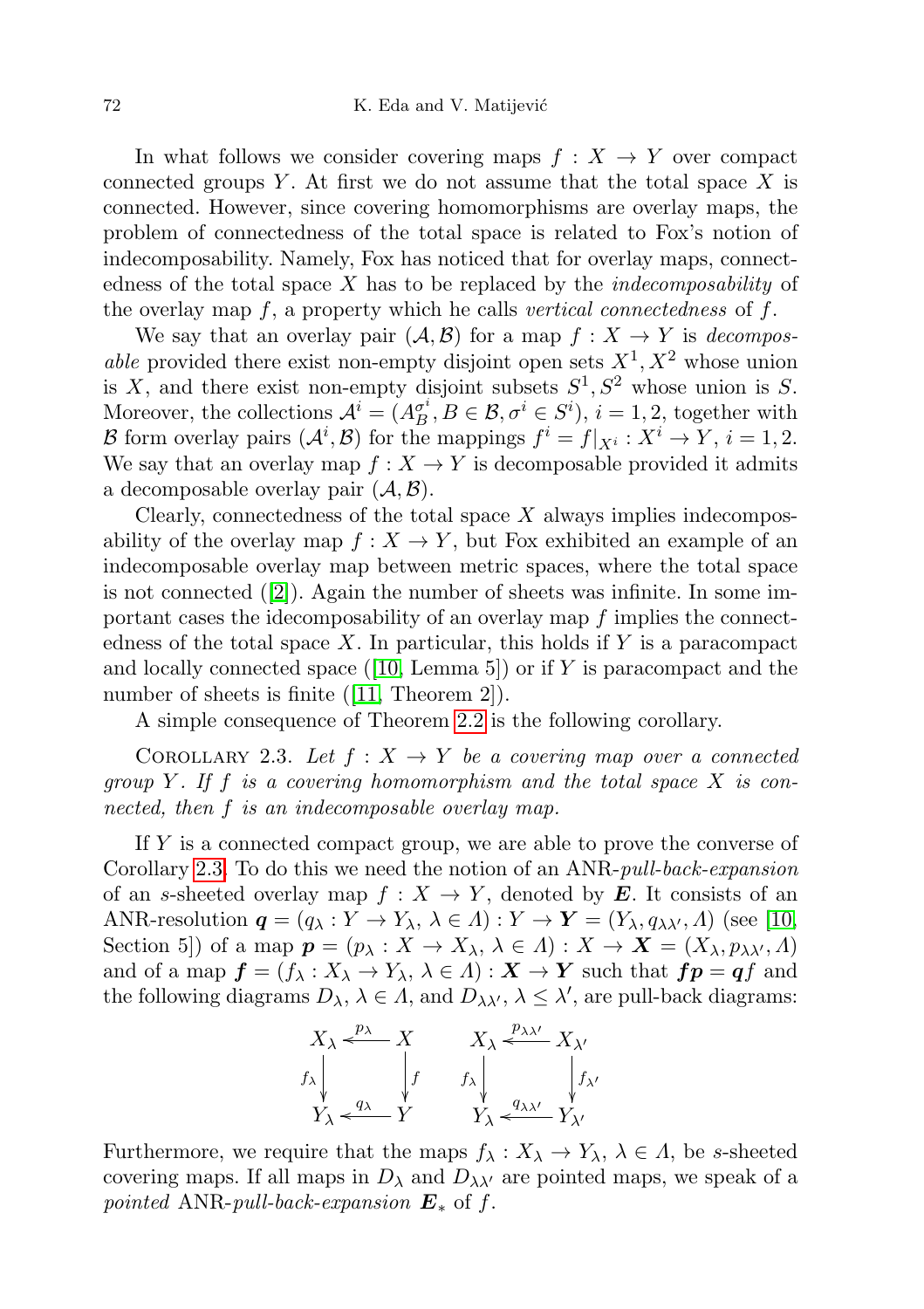In what follows we consider covering maps $f : X \to Y$ over compact connected groups $Y$. At first we do not assume that the total space $X$ is connected. However, since covering homomorphisms are overlay maps, the problem of connectedness of the total space is related to Fox's notion of indecomposability. Namely, Fox has noticed that for overlay maps, connectedness of the total space $X$ has to be replaced by the *indecomposability* of the overlay map $f$, a property which he calls *vertical connectedness* of $f$.

We say that an overlay pair $(\mathcal{A}, \mathcal{B})$ for a map $f : X \to Y$ is *decomposable* provided there exist non-empty disjoint open sets $X^1, X^2$ whose union is $X$, and there exist non-empty disjoint subsets $S^1, S^2$ whose union is $S$. Moreover, the collections $\mathcal{A}^i = (A_B^{\sigma^i}, B \in \mathcal{B}, \sigma^i \in S^i)$, $i = 1, 2$, together with $\mathcal{B}$ form overlay pairs $(\mathcal{A}^i, \mathcal{B})$ for the mappings $f^i = f|_{X^i} : X^i \to Y$, $i = 1, 2$. We say that an overlay map $f : X \to Y$ is decomposable provided it admits a decomposable overlay pair $(\mathcal{A}, \mathcal{B})$.

Clearly, connectedness of the total space $X$ always implies indecomposability of the overlay map $f : X \to Y$, but Fox exhibited an example of an indecomposable overlay map between metric spaces, where the total space is not connected ([2]). Again the number of sheets was infinite. In some important cases the idecomposability of an overlay map $f$ implies the connectedness of the total space $X$. In particular, this holds if $Y$ is a paracompact and locally connected space ([10, Lemma 5]) or if $Y$ is paracompact and the number of sheets is finite ([11, Theorem 2]).

A simple consequence of Theorem 2.2 is the following corollary.

Corollary 2.3. *Let $f : X \to Y$ be a covering map over a connected group $Y$. If $f$ is a covering homomorphism and the total space $X$ is connected, then $f$ is an indecomposable overlay map.*

If $Y$ is a connected compact group, we are able to prove the converse of Corollary 2.3. To do this we need the notion of an ANR-*pull-back-expansion* of an $s$-sheeted overlay map $f : X \to Y$, denoted by $\boldsymbol{E}$. It consists of an ANR-resolution $\boldsymbol{q} = (q_\lambda : Y \to Y_\lambda,\ \lambda \in \Lambda) : Y \to \boldsymbol{Y} = (Y_\lambda, q_{\lambda\lambda'}, \Lambda)$ (see [10, Section 5]) of a map $\boldsymbol{p} = (p_\lambda : X \to X_\lambda,\ \lambda \in \Lambda) : X \to \boldsymbol{X} = (X_\lambda, p_{\lambda\lambda'}, \Lambda)$ and of a map $\boldsymbol{f} = (f_\lambda : X_\lambda \to Y_\lambda,\ \lambda \in \Lambda) : \boldsymbol{X} \to \boldsymbol{Y}$ such that $\boldsymbol{f}\boldsymbol{p} = \boldsymbol{q}f$ and the following diagrams $D_\lambda$, $\lambda \in \Lambda$, and $D_{\lambda\lambda'}$, $\lambda \le \lambda'$, are pull-back diagrams:

$$
\begin{array}{ccc}
X_\lambda & \xleftarrow{\;p_\lambda\;} & X \\
{\scriptstyle f_\lambda}\downarrow & & \downarrow{\scriptstyle f} \\
Y_\lambda & \xleftarrow{\;q_\lambda\;} & Y
\end{array}
\qquad\qquad
\begin{array}{ccc}
X_\lambda & \xleftarrow{\;p_{\lambda\lambda'}\;} & X_{\lambda'} \\
{\scriptstyle f_\lambda}\downarrow & & \downarrow{\scriptstyle f_{\lambda'}} \\
Y_\lambda & \xleftarrow{\;q_{\lambda\lambda'}\;} & Y_{\lambda'}
\end{array}
$$

Furthermore, we require that the maps $f_\lambda : X_\lambda \to Y_\lambda$, $\lambda \in \Lambda$, be $s$-sheeted covering maps. If all maps in $D_\lambda$ and $D_{\lambda\lambda'}$ are pointed maps, we speak of a *pointed* ANR-*pull-back-expansion* $\boldsymbol{E}_*$ of $f$.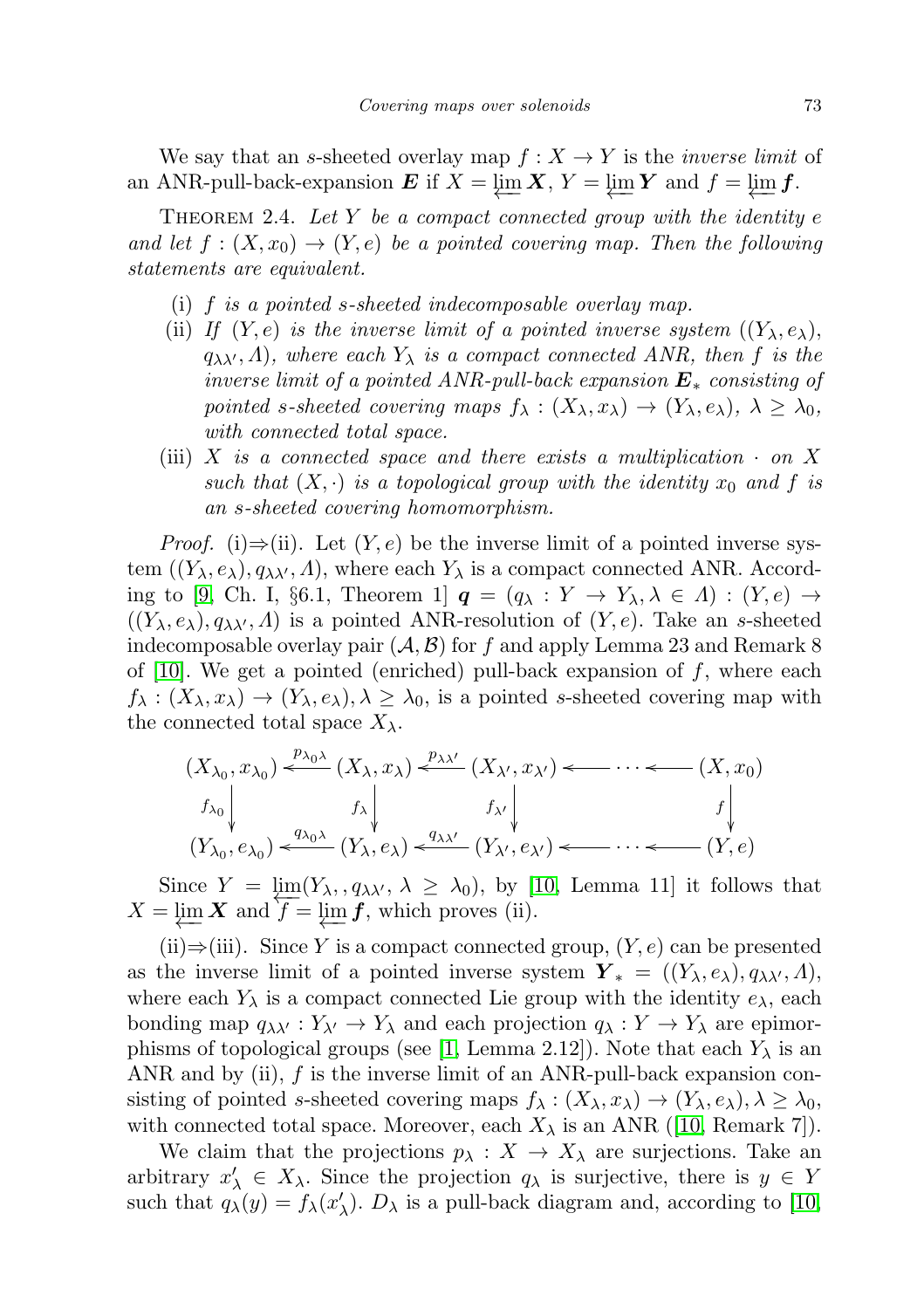We say that an $s$-sheeted overlay map $f : X \to Y$ is the *inverse limit* of an ANR-pull-back-expansion $\boldsymbol{E}$ if $X = \varprojlim \boldsymbol{X}$, $Y = \varprojlim \boldsymbol{Y}$ and $f = \varprojlim \boldsymbol{f}$.

Theorem 2.4. *Let $Y$ be a compact connected group with the identity $e$ and let $f : (X, x_0) \to (Y, e)$ be a pointed covering map. Then the following statements are equivalent.*

- (i) *$f$ is a pointed $s$-sheeted indecomposable overlay map.*
- (ii) *If $(Y, e)$ is the inverse limit of a pointed inverse system $((Y_\lambda, e_\lambda), q_{\lambda\lambda'}, \Lambda)$, where each $Y_\lambda$ is a compact connected ANR, then $f$ is the inverse limit of a pointed ANR-pull-back expansion $\boldsymbol{E}_*$ consisting of pointed $s$-sheeted covering maps $f_\lambda : (X_\lambda, x_\lambda) \to (Y_\lambda, e_\lambda)$, $\lambda \geq \lambda_0$, with connected total space.*
- (iii) *$X$ is a connected space and there exists a multiplication $\cdot$ on $X$ such that $(X, \cdot)$ is a topological group with the identity $x_0$ and $f$ is an $s$-sheeted covering homomorphism.*

*Proof.* (i)⇒(ii). Let $(Y, e)$ be the inverse limit of a pointed inverse system $((Y_\lambda, e_\lambda), q_{\lambda\lambda'}, \Lambda)$, where each $Y_\lambda$ is a compact connected ANR. According to [9, Ch. I, §6.1, Theorem 1] $\boldsymbol{q} = (q_\lambda : Y \to Y_\lambda, \lambda \in \Lambda) : (Y, e) \to ((Y_\lambda, e_\lambda), q_{\lambda\lambda'}, \Lambda)$ is a pointed ANR-resolution of $(Y, e)$. Take an $s$-sheeted indecomposable overlay pair $(\mathcal{A}, \mathcal{B})$ for $f$ and apply Lemma 23 and Remark 8 of [10]. We get a pointed (enriched) pull-back expansion of $f$, where each $f_\lambda : (X_\lambda, x_\lambda) \to (Y_\lambda, e_\lambda), \lambda \geq \lambda_0$, is a pointed $s$-sheeted covering map with the connected total space $X_\lambda$.

$$
\begin{array}{ccccccccc}
(X_{\lambda_0}, x_{\lambda_0}) & \xleftarrow{p_{\lambda_0\lambda}} & (X_\lambda, x_\lambda) & \xleftarrow{p_{\lambda\lambda'}} & (X_{\lambda'}, x_{\lambda'}) & \longleftarrow & \cdots & \longleftarrow & (X, x_0) \\
\downarrow{\scriptstyle f_{\lambda_0}} & & \downarrow{\scriptstyle f_\lambda} & & \downarrow{\scriptstyle f_{\lambda'}} & & & & \downarrow{\scriptstyle f} \\
(Y_{\lambda_0}, e_{\lambda_0}) & \xleftarrow{q_{\lambda_0\lambda}} & (Y_\lambda, e_\lambda) & \xleftarrow{q_{\lambda\lambda'}} & (Y_{\lambda'}, e_{\lambda'}) & \longleftarrow & \cdots & \longleftarrow & (Y, e)
\end{array}
$$

Since $Y = \varprojlim(Y_\lambda, , q_{\lambda\lambda'}, \lambda \geq \lambda_0)$, by [10, Lemma 11] it follows that $X = \varprojlim \boldsymbol{X}$ and $f = \varprojlim \boldsymbol{f}$, which proves (ii).

(ii)⇒(iii). Since $Y$ is a compact connected group, $(Y, e)$ can be presented as the inverse limit of a pointed inverse system $\boldsymbol{Y}_* = ((Y_\lambda, e_\lambda), q_{\lambda\lambda'}, \Lambda)$, where each $Y_\lambda$ is a compact connected Lie group with the identity $e_\lambda$, each bonding map $q_{\lambda\lambda'} : Y_{\lambda'} \to Y_\lambda$ and each projection $q_\lambda : Y \to Y_\lambda$ are epimorphisms of topological groups (see [1, Lemma 2.12]). Note that each $Y_\lambda$ is an ANR and by (ii), $f$ is the inverse limit of an ANR-pull-back expansion consisting of pointed $s$-sheeted covering maps $f_\lambda : (X_\lambda, x_\lambda) \to (Y_\lambda, e_\lambda), \lambda \geq \lambda_0$, with connected total space. Moreover, each $X_\lambda$ is an ANR ([10, Remark 7]).

We claim that the projections $p_\lambda : X \to X_\lambda$ are surjections. Take an arbitrary $x'_\lambda \in X_\lambda$. Since the projection $q_\lambda$ is surjective, there is $y \in Y$ such that $q_\lambda(y) = f_\lambda(x'_\lambda)$. $D_\lambda$ is a pull-back diagram and, according to [10,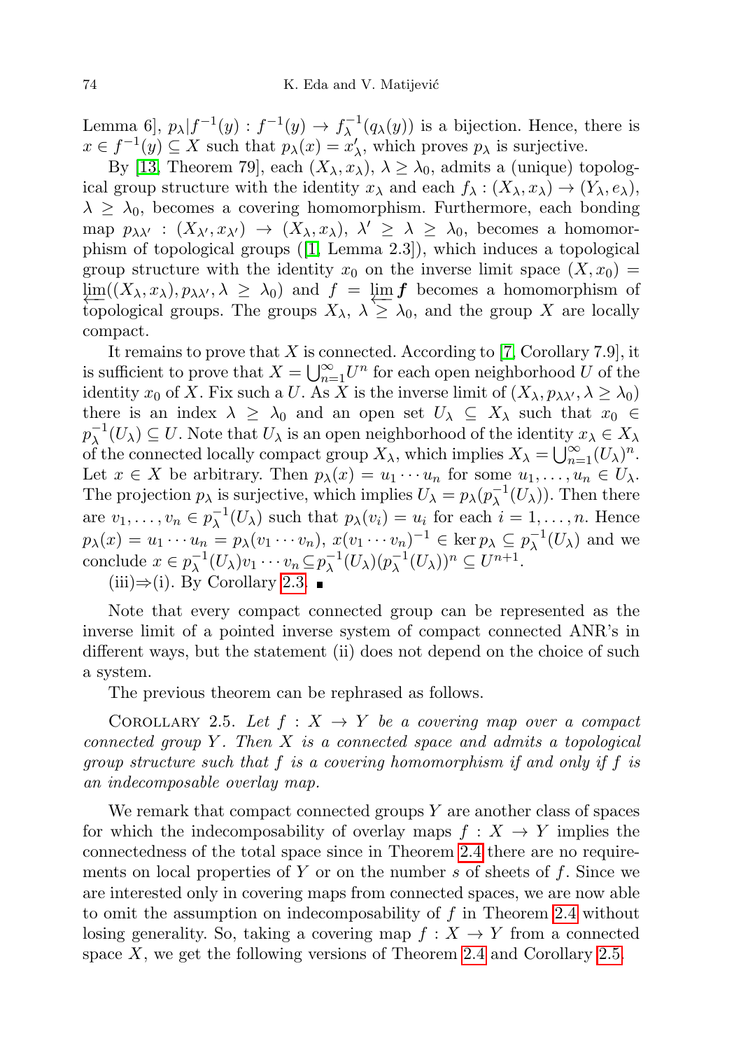Lemma 6], $p_\lambda | f^{-1}(y) : f^{-1}(y) \to f_\lambda^{-1}(q_\lambda(y))$ is a bijection. Hence, there is $x \in f^{-1}(y) \subseteq X$ such that $p_\lambda(x) = x'_\lambda$, which proves $p_\lambda$ is surjective.

By [13, Theorem 79], each $(X_\lambda, x_\lambda)$, $\lambda \geq \lambda_0$, admits a (unique) topological group structure with the identity $x_\lambda$ and each $f_\lambda : (X_\lambda, x_\lambda) \to (Y_\lambda, e_\lambda)$, $\lambda \geq \lambda_0$, becomes a covering homomorphism. Furthermore, each bonding map $p_{\lambda\lambda'} : (X_{\lambda'}, x_{\lambda'}) \to (X_\lambda, x_\lambda)$, $\lambda' \geq \lambda \geq \lambda_0$, becomes a homomorphism of topological groups ([1, Lemma 2.3]), which induces a topological group structure with the identity $x_0$ on the inverse limit space $(X, x_0) = \varprojlim((X_\lambda, x_\lambda), p_{\lambda\lambda'}, \lambda \geq \lambda_0)$ and $f = \varprojlim \boldsymbol{f}$ becomes a homomorphism of topological groups. The groups $X_\lambda$, $\lambda \geq \lambda_0$, and the group $X$ are locally compact.

It remains to prove that $X$ is connected. According to [7, Corollary 7.9], it is sufficient to prove that $X = \bigcup_{n=1}^{\infty} U^n$ for each open neighborhood $U$ of the identity $x_0$ of $X$. Fix such a $U$. As $X$ is the inverse limit of $(X_\lambda, p_{\lambda\lambda'}, \lambda \geq \lambda_0)$ there is an index $\lambda \geq \lambda_0$ and an open set $U_\lambda \subseteq X_\lambda$ such that $x_0 \in p_\lambda^{-1}(U_\lambda) \subseteq U$. Note that $U_\lambda$ is an open neighborhood of the identity $x_\lambda \in X_\lambda$ of the connected locally compact group $X_\lambda$, which implies $X_\lambda = \bigcup_{n=1}^{\infty} (U_\lambda)^n$. Let $x \in X$ be arbitrary. Then $p_\lambda(x) = u_1 \cdots u_n$ for some $u_1, \ldots, u_n \in U_\lambda$. The projection $p_\lambda$ is surjective, which implies $U_\lambda = p_\lambda(p_\lambda^{-1}(U_\lambda))$. Then there are $v_1, \ldots, v_n \in p_\lambda^{-1}(U_\lambda)$ such that $p_\lambda(v_i) = u_i$ for each $i = 1, \ldots, n$. Hence $p_\lambda(x) = u_1 \cdots u_n = p_\lambda(v_1 \cdots v_n)$, $x(v_1 \cdots v_n)^{-1} \in \ker p_\lambda \subseteq p_\lambda^{-1}(U_\lambda)$ and we conclude $x \in p_\lambda^{-1}(U_\lambda) v_1 \cdots v_n \subseteq p_\lambda^{-1}(U_\lambda)(p_\lambda^{-1}(U_\lambda))^n \subseteq U^{n+1}$.

(iii)⇒(i). By Corollary 2.3. ∎

Note that every compact connected group can be represented as the inverse limit of a pointed inverse system of compact connected ANR's in different ways, but the statement (ii) does not depend on the choice of such a system.

The previous theorem can be rephrased as follows.

Corollary 2.5. *Let $f : X \to Y$ be a covering map over a compact connected group $Y$. Then $X$ is a connected space and admits a topological group structure such that $f$ is a covering homomorphism if and only if $f$ is an indecomposable overlay map.*

We remark that compact connected groups $Y$ are another class of spaces for which the indecomposability of overlay maps $f : X \to Y$ implies the connectedness of the total space since in Theorem 2.4 there are no requirements on local properties of $Y$ or on the number $s$ of sheets of $f$. Since we are interested only in covering maps from connected spaces, we are now able to omit the assumption on indecomposability of $f$ in Theorem 2.4 without losing generality. So, taking a covering map $f : X \to Y$ from a connected space $X$, we get the following versions of Theorem 2.4 and Corollary 2.5.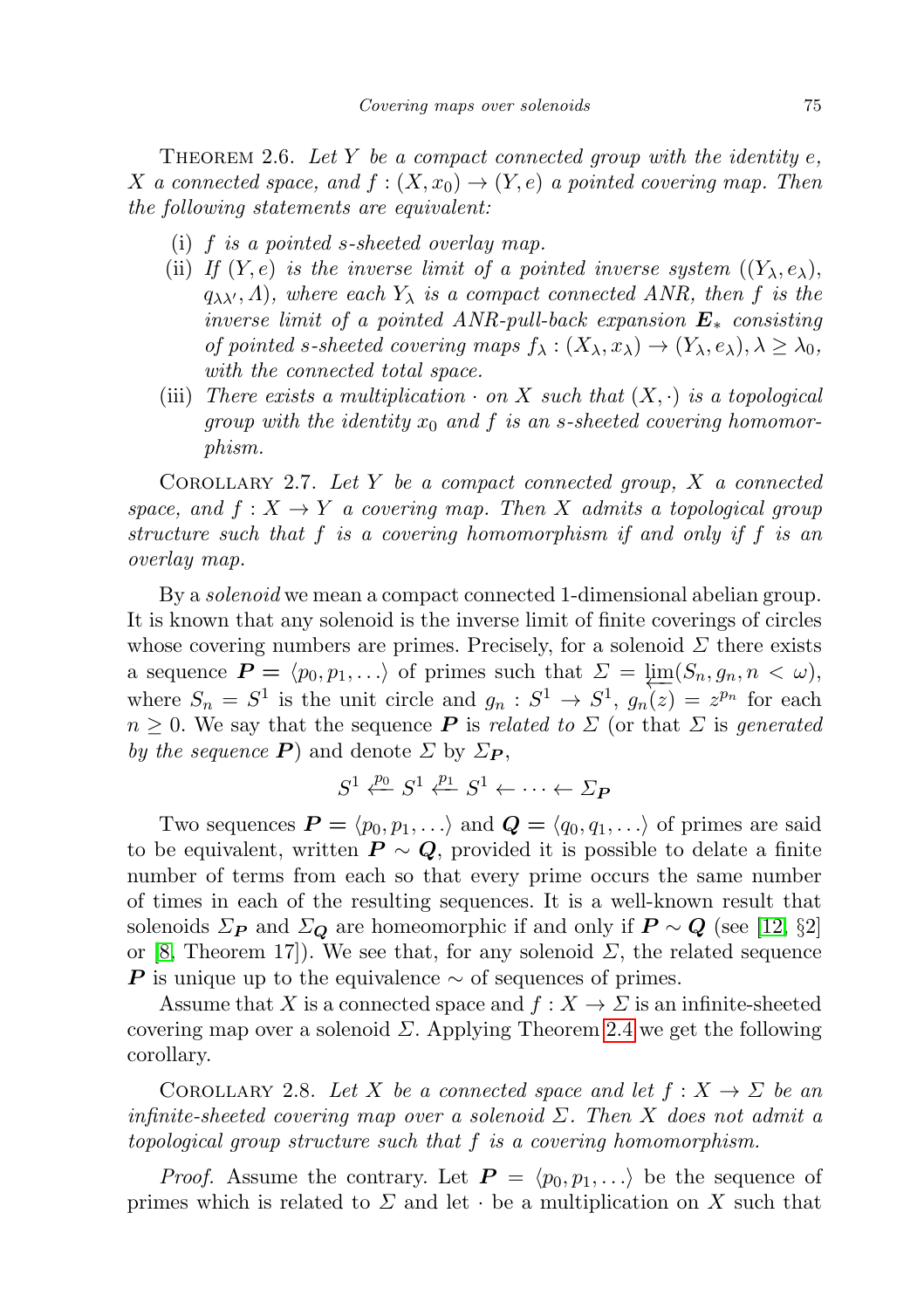Theorem 2.6. *Let $Y$ be a compact connected group with the identity $e$, $X$ a connected space, and $f : (X, x_0) \to (Y, e)$ a pointed covering map. Then the following statements are equivalent:*

- (i) *$f$ is a pointed $s$-sheeted overlay map.*
- (ii) *If $(Y, e)$ is the inverse limit of a pointed inverse system $((Y_\lambda, e_\lambda), q_{\lambda\lambda'}, \Lambda)$, where each $Y_\lambda$ is a compact connected ANR, then $f$ is the inverse limit of a pointed ANR-pull-back expansion $\boldsymbol{E}_*$ consisting of pointed $s$-sheeted covering maps $f_\lambda : (X_\lambda, x_\lambda) \to (Y_\lambda, e_\lambda)$, $\lambda \geq \lambda_0$, with the connected total space.*
- (iii) *There exists a multiplication $\cdot$ on $X$ such that $(X, \cdot)$ is a topological group with the identity $x_0$ and $f$ is an $s$-sheeted covering homomorphism.*

Corollary 2.7. *Let $Y$ be a compact connected group, $X$ a connected space, and $f : X \to Y$ a covering map. Then $X$ admits a topological group structure such that $f$ is a covering homomorphism if and only if $f$ is an overlay map.*

By a *solenoid* we mean a compact connected 1-dimensional abelian group. It is known that any solenoid is the inverse limit of finite coverings of circles whose covering numbers are primes. Precisely, for a solenoid $\Sigma$ there exists a sequence $\boldsymbol{P} = \langle p_0, p_1, \ldots \rangle$ of primes such that $\Sigma = \varprojlim(S_n, g_n, n < \omega)$, where $S_n = S^1$ is the unit circle and $g_n : S^1 \to S^1$, $g_n(z) = z^{p_n}$ for each $n \geq 0$. We say that the sequence $\boldsymbol{P}$ is *related to* $\Sigma$ (or that $\Sigma$ is *generated by the sequence* $\boldsymbol{P}$) and denote $\Sigma$ by $\Sigma_{\boldsymbol{P}}$,

$$S^1 \xleftarrow{p_0} S^1 \xleftarrow{p_1} S^1 \leftarrow \cdots \leftarrow \Sigma_{\boldsymbol{P}}$$

Two sequences $\boldsymbol{P} = \langle p_0, p_1, \ldots \rangle$ and $\boldsymbol{Q} = \langle q_0, q_1, \ldots \rangle$ of primes are said to be equivalent, written $\boldsymbol{P} \sim \boldsymbol{Q}$, provided it is possible to delate a finite number of terms from each so that every prime occurs the same number of times in each of the resulting sequences. It is a well-known result that solenoids $\Sigma_{\boldsymbol{P}}$ and $\Sigma_{\boldsymbol{Q}}$ are homeomorphic if and only if $\boldsymbol{P} \sim \boldsymbol{Q}$ (see [12, §2] or [8, Theorem 17]). We see that, for any solenoid $\Sigma$, the related sequence $\boldsymbol{P}$ is unique up to the equivalence $\sim$ of sequences of primes.

Assume that $X$ is a connected space and $f : X \to \Sigma$ is an infinite-sheeted covering map over a solenoid $\Sigma$. Applying Theorem 2.4 we get the following corollary.

Corollary 2.8. *Let $X$ be a connected space and let $f : X \to \Sigma$ be an infinite-sheeted covering map over a solenoid $\Sigma$. Then $X$ does not admit a topological group structure such that $f$ is a covering homomorphism.*

*Proof.* Assume the contrary. Let $\boldsymbol{P} = \langle p_0, p_1, \ldots \rangle$ be the sequence of primes which is related to $\Sigma$ and let $\cdot$ be a multiplication on $X$ such that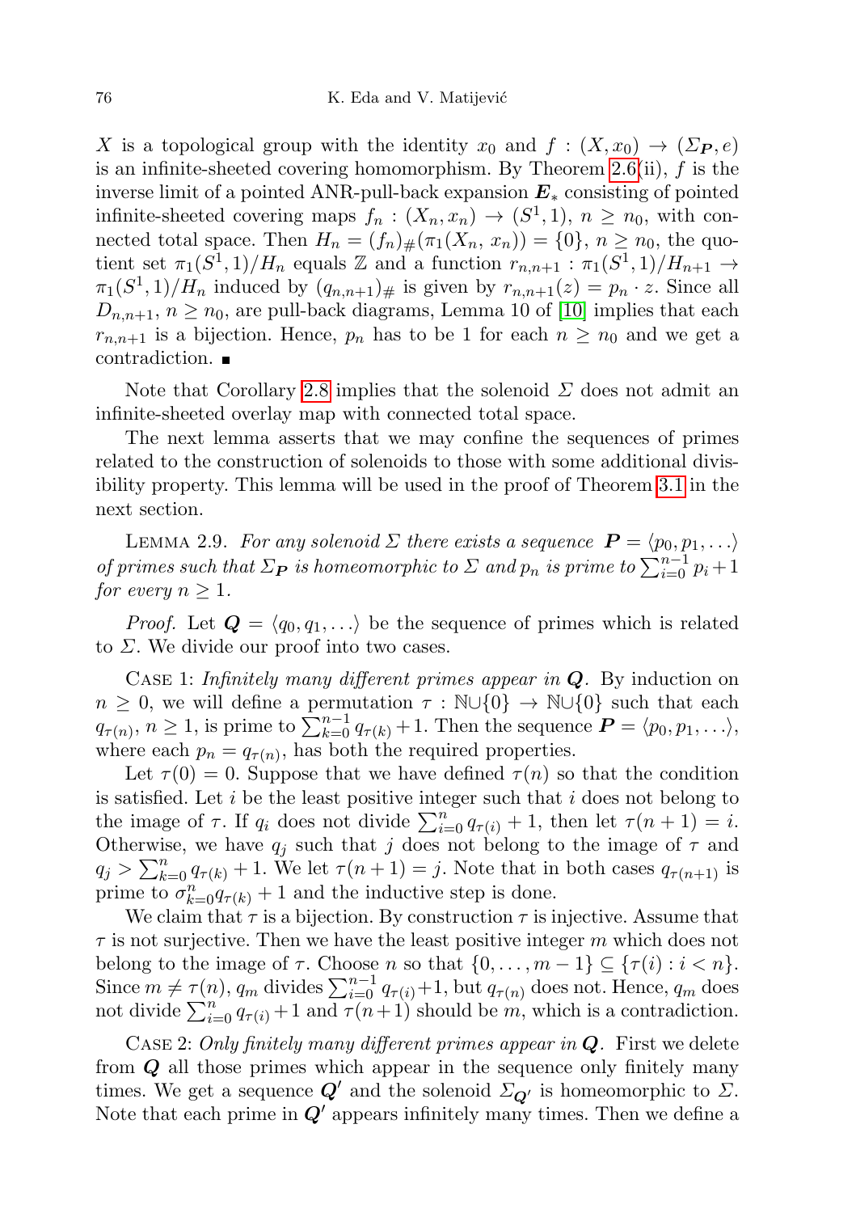$X$ is a topological group with the identity $x_0$ and $f : (X, x_0) \to (\Sigma_{\boldsymbol{P}}, e)$ is an infinite-sheeted covering homomorphism. By Theorem 2.6(ii), $f$ is the inverse limit of a pointed ANR-pull-back expansion $\boldsymbol{E}_*$ consisting of pointed infinite-sheeted covering maps $f_n : (X_n, x_n) \to (S^1, 1)$, $n \geq n_0$, with connected total space. Then $H_n = (f_n)_\#(\pi_1(X_n, x_n)) = \{0\}$, $n \geq n_0$, the quotient set $\pi_1(S^1, 1)/H_n$ equals $\mathbb{Z}$ and a function $r_{n,n+1} : \pi_1(S^1, 1)/H_{n+1} \to \pi_1(S^1, 1)/H_n$ induced by $(q_{n,n+1})_\#$ is given by $r_{n,n+1}(z) = p_n \cdot z$. Since all $D_{n,n+1}$, $n \geq n_0$, are pull-back diagrams, Lemma 10 of [10] implies that each $r_{n,n+1}$ is a bijection. Hence, $p_n$ has to be 1 for each $n \geq n_0$ and we get a contradiction. ∎

Note that Corollary 2.8 implies that the solenoid $\Sigma$ does not admit an infinite-sheeted overlay map with connected total space.

The next lemma asserts that we may confine the sequences of primes related to the construction of solenoids to those with some additional divisibility property. This lemma will be used in the proof of Theorem 3.1 in the next section.

Lemma 2.9. *For any solenoid $\Sigma$ there exists a sequence $\boldsymbol{P} = \langle p_0, p_1, \ldots \rangle$ of primes such that $\Sigma_{\boldsymbol{P}}$ is homeomorphic to $\Sigma$ and $p_n$ is prime to $\sum_{i=0}^{n-1} p_i + 1$ for every $n \geq 1$.*

*Proof.* Let $\boldsymbol{Q} = \langle q_0, q_1, \ldots \rangle$ be the sequence of primes which is related to $\Sigma$. We divide our proof into two cases.

Case 1: *Infinitely many different primes appear in $\boldsymbol{Q}$.* By induction on $n \geq 0$, we will define a permutation $\tau : \mathbb{N} \cup \{0\} \to \mathbb{N} \cup \{0\}$ such that each $q_{\tau(n)}$, $n \geq 1$, is prime to $\sum_{k=0}^{n-1} q_{\tau(k)} + 1$. Then the sequence $\boldsymbol{P} = \langle p_0, p_1, \ldots \rangle$, where each $p_n = q_{\tau(n)}$, has both the required properties.

Let $\tau(0) = 0$. Suppose that we have defined $\tau(n)$ so that the condition is satisfied. Let $i$ be the least positive integer such that $i$ does not belong to the image of $\tau$. If $q_i$ does not divide $\sum_{i=0}^{n} q_{\tau(i)} + 1$, then let $\tau(n+1) = i$. Otherwise, we have $q_j$ such that $j$ does not belong to the image of $\tau$ and $q_j > \sum_{k=0}^{n} q_{\tau(k)} + 1$. We let $\tau(n+1) = j$. Note that in both cases $q_{\tau(n+1)}$ is prime to $\sigma_{k=0}^{n} q_{\tau(k)} + 1$ and the inductive step is done.

We claim that $\tau$ is a bijection. By construction $\tau$ is injective. Assume that $\tau$ is not surjective. Then we have the least positive integer $m$ which does not belong to the image of $\tau$. Choose $n$ so that $\{0, \ldots, m-1\} \subseteq \{\tau(i) : i < n\}$. Since $m \neq \tau(n)$, $q_m$ divides $\sum_{i=0}^{n-1} q_{\tau(i)} + 1$, but $q_{\tau(n)}$ does not. Hence, $q_m$ does not divide $\sum_{i=0}^{n} q_{\tau(i)} + 1$ and $\tau(n+1)$ should be $m$, which is a contradiction.

Case 2: *Only finitely many different primes appear in $\boldsymbol{Q}$.* First we delete from $\boldsymbol{Q}$ all those primes which appear in the sequence only finitely many times. We get a sequence $\boldsymbol{Q}'$ and the solenoid $\Sigma_{\boldsymbol{Q}'}$ is homeomorphic to $\Sigma$. Note that each prime in $\boldsymbol{Q}'$ appears infinitely many times. Then we define a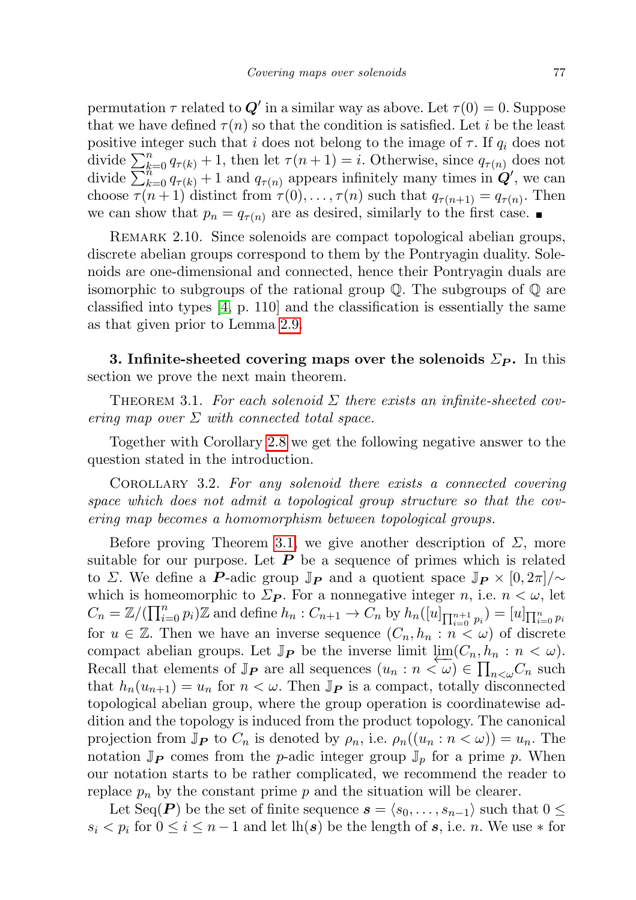permutation $\tau$ related to $\boldsymbol{Q}'$ in a similar way as above. Let $\tau(0) = 0$. Suppose that we have defined $\tau(n)$ so that the condition is satisfied. Let $i$ be the least positive integer such that $i$ does not belong to the image of $\tau$. If $q_i$ does not divide $\sum_{k=0}^{n} q_{\tau(k)} + 1$, then let $\tau(n+1) = i$. Otherwise, since $q_{\tau(n)}$ does not divide $\sum_{k=0}^{n} q_{\tau(k)} + 1$ and $q_{\tau(n)}$ appears infinitely many times in $\boldsymbol{Q}'$, we can choose $\tau(n+1)$ distinct from $\tau(0), \ldots, \tau(n)$ such that $q_{\tau(n+1)} = q_{\tau(n)}$. Then we can show that $p_n = q_{\tau(n)}$ are as desired, similarly to the first case. ■

Remark 2.10. Since solenoids are compact topological abelian groups, discrete abelian groups correspond to them by the Pontryagin duality. Solenoids are one-dimensional and connected, hence their Pontryagin duals are isomorphic to subgroups of the rational group $\mathbb{Q}$. The subgroups of $\mathbb{Q}$ are classified into types [4, p. 110] and the classification is essentially the same as that given prior to Lemma 2.9.

## 3. Infinite-sheeted covering maps over the solenoids $\Sigma_{\boldsymbol{P}}$.

In this section we prove the next main theorem.

Theorem 3.1. *For each solenoid $\Sigma$ there exists an infinite-sheeted covering map over $\Sigma$ with connected total space.*

Together with Corollary 2.8 we get the following negative answer to the question stated in the introduction.

Corollary 3.2. *For any solenoid there exists a connected covering space which does not admit a topological group structure so that the covering map becomes a homomorphism between topological groups.*

Before proving Theorem 3.1, we give another description of $\Sigma$, more suitable for our purpose. Let $\boldsymbol{P}$ be a sequence of primes which is related to $\Sigma$. We define a $\boldsymbol{P}$-adic group $\mathbb{J}_{\boldsymbol{P}}$ and a quotient space $\mathbb{J}_{\boldsymbol{P}} \times [0, 2\pi]/\sim$ which is homeomorphic to $\Sigma_{\boldsymbol{P}}$. For a nonnegative integer $n$, i.e. $n < \omega$, let $C_n = \mathbb{Z}/(\prod_{i=0}^{n} p_i)\mathbb{Z}$ and define $h_n : C_{n+1} \to C_n$ by $h_n([u]_{\prod_{i=0}^{n+1} p_i}) = [u]_{\prod_{i=0}^{n} p_i}$ for $u \in \mathbb{Z}$. Then we have an inverse sequence $(C_n, h_n : n < \omega)$ of discrete compact abelian groups. Let $\mathbb{J}_{\boldsymbol{P}}$ be the inverse limit $\varprojlim(C_n, h_n : n < \omega)$. Recall that elements of $\mathbb{J}_{\boldsymbol{P}}$ are all sequences $(u_n : n < \omega) \in \prod_{n<\omega} C_n$ such that $h_n(u_{n+1}) = u_n$ for $n < \omega$. Then $\mathbb{J}_{\boldsymbol{P}}$ is a compact, totally disconnected topological abelian group, where the group operation is coordinatewise addition and the topology is induced from the product topology. The canonical projection from $\mathbb{J}_{\boldsymbol{P}}$ to $C_n$ is denoted by $\rho_n$, i.e. $\rho_n((u_n : n < \omega)) = u_n$. The notation $\mathbb{J}_{\boldsymbol{P}}$ comes from the $p$-adic integer group $\mathbb{J}_p$ for a prime $p$. When our notation starts to be rather complicated, we recommend the reader to replace $p_n$ by the constant prime $p$ and the situation will be clearer.

Let $\mathrm{Seq}(\boldsymbol{P})$ be the set of finite sequence $\boldsymbol{s} = \langle s_0, \ldots, s_{n-1}\rangle$ such that $0 \leq s_i < p_i$ for $0 \leq i \leq n-1$ and let $\mathrm{lh}(\boldsymbol{s})$ be the length of $\boldsymbol{s}$, i.e. $n$. We use $*$ for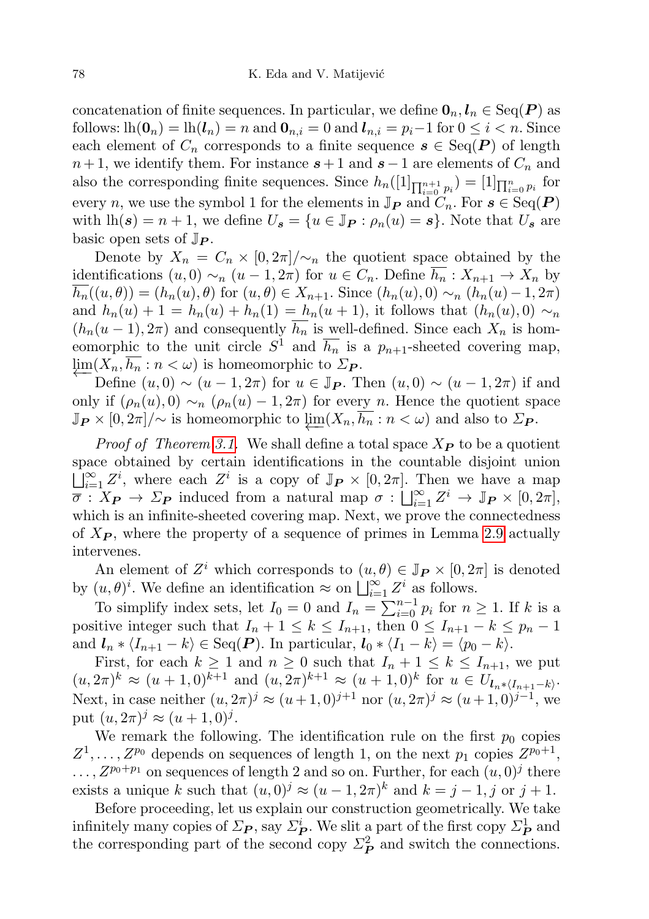concatenation of finite sequences. In particular, we define $\mathbf{0}_n, \boldsymbol{l}_n \in \mathrm{Seq}(\boldsymbol{P})$ as follows: $\mathrm{lh}(\mathbf{0}_n) = \mathrm{lh}(\boldsymbol{l}_n) = n$ and $\mathbf{0}_{n,i} = 0$ and $\boldsymbol{l}_{n,i} = p_i - 1$ for $0 \le i < n$. Since each element of $C_n$ corresponds to a finite sequence $\boldsymbol{s} \in \mathrm{Seq}(\boldsymbol{P})$ of length $n+1$, we identify them. For instance $\boldsymbol{s}+1$ and $\boldsymbol{s}-1$ are elements of $C_n$ and also the corresponding finite sequences. Since $h_n([1]_{\prod_{i=0}^{n+1} p_i}) = [1]_{\prod_{i=0}^{n} p_i}$ for every $n$, we use the symbol 1 for the elements in $\mathbb{J}_{\boldsymbol{P}}$ and $C_n$. For $\boldsymbol{s} \in \mathrm{Seq}(\boldsymbol{P})$ with $\mathrm{lh}(\boldsymbol{s}) = n+1$, we define $U_{\boldsymbol{s}} = \{u \in \mathbb{J}_{\boldsymbol{P}} : \rho_n(u) = \boldsymbol{s}\}$. Note that $U_{\boldsymbol{s}}$ are basic open sets of $\mathbb{J}_{\boldsymbol{P}}$.

Denote by $X_n = C_n \times [0, 2\pi]/{\sim_n}$ the quotient space obtained by the identifications $(u, 0) \sim_n (u-1, 2\pi)$ for $u \in C_n$. Define $\overline{h_n} : X_{n+1} \to X_n$ by $\overline{h_n}((u,\theta)) = (h_n(u), \theta)$ for $(u, \theta) \in X_{n+1}$. Since $(h_n(u), 0) \sim_n (h_n(u) - 1, 2\pi)$ and $h_n(u) + 1 = h_n(u) + h_n(1) = h_n(u+1)$, it follows that $(h_n(u), 0) \sim_n (h_n(u-1), 2\pi)$ and consequently $\overline{h_n}$ is well-defined. Since each $X_n$ is homeomorphic to the unit circle $S^1$ and $\overline{h_n}$ is a $p_{n+1}$-sheeted covering map, $\varprojlim(X_n, \overline{h_n} : n < \omega)$ is homeomorphic to $\Sigma_{\boldsymbol{P}}$.

Define $(u, 0) \sim (u-1, 2\pi)$ for $u \in \mathbb{J}_{\boldsymbol{P}}$. Then $(u, 0) \sim (u-1, 2\pi)$ if and only if $(\rho_n(u), 0) \sim_n (\rho_n(u) - 1, 2\pi)$ for every $n$. Hence the quotient space $\mathbb{J}_{\boldsymbol{P}} \times [0, 2\pi]/{\sim}$ is homeomorphic to $\varprojlim(X_n, \overline{h_n} : n < \omega)$ and also to $\Sigma_{\boldsymbol{P}}$.

*Proof of Theorem 3.1.* We shall define a total space $X_{\boldsymbol{P}}$ to be a quotient space obtained by certain identifications in the countable disjoint union $\bigsqcup_{i=1}^{\infty} Z^i$, where each $Z^i$ is a copy of $\mathbb{J}_{\boldsymbol{P}} \times [0, 2\pi]$. Then we have a map $\overline{\sigma} : X_{\boldsymbol{P}} \to \Sigma_{\boldsymbol{P}}$ induced from a natural map $\sigma : \bigsqcup_{i=1}^{\infty} Z^i \to \mathbb{J}_{\boldsymbol{P}} \times [0, 2\pi]$, which is an infinite-sheeted covering map. Next, we prove the connectedness of $X_{\boldsymbol{P}}$, where the property of a sequence of primes in Lemma 2.9 actually intervenes.

An element of $Z^i$ which corresponds to $(u, \theta) \in \mathbb{J}_{\boldsymbol{P}} \times [0, 2\pi]$ is denoted by $(u, \theta)^i$. We define an identification $\approx$ on $\bigsqcup_{i=1}^{\infty} Z^i$ as follows.

To simplify index sets, let $I_0 = 0$ and $I_n = \sum_{i=0}^{n-1} p_i$ for $n \ge 1$. If $k$ is a positive integer such that $I_n + 1 \le k \le I_{n+1}$, then $0 \le I_{n+1} - k \le p_n - 1$ and $\boldsymbol{l}_n * \langle I_{n+1} - k \rangle \in \mathrm{Seq}(\boldsymbol{P})$. In particular, $\boldsymbol{l}_0 * \langle I_1 - k \rangle = \langle p_0 - k \rangle$.

First, for each $k \ge 1$ and $n \ge 0$ such that $I_n + 1 \le k \le I_{n+1}$, we put $(u, 2\pi)^k \approx (u+1, 0)^{k+1}$ and $(u, 2\pi)^{k+1} \approx (u+1, 0)^k$ for $u \in U_{\boldsymbol{l}_n * \langle I_{n+1} - k \rangle}$. Next, in case neither $(u, 2\pi)^j \approx (u+1, 0)^{j+1}$ nor $(u, 2\pi)^j \approx (u+1, 0)^{j-1}$, we put $(u, 2\pi)^j \approx (u+1, 0)^j$.

We remark the following. The identification rule on the first $p_0$ copies $Z^1, \ldots, Z^{p_0}$ depends on sequences of length 1, on the next $p_1$ copies $Z^{p_0+1}$, $\ldots, Z^{p_0+p_1}$ on sequences of length 2 and so on. Further, for each $(u, 0)^j$ there exists a unique $k$ such that $(u, 0)^j \approx (u-1, 2\pi)^k$ and $k = j-1, j$ or $j+1$.

Before proceeding, let us explain our construction geometrically. We take infinitely many copies of $\Sigma_{\boldsymbol{P}}$, say $\Sigma_{\boldsymbol{P}}^i$. We slit a part of the first copy $\Sigma_{\boldsymbol{P}}^1$ and the corresponding part of the second copy $\Sigma_{\boldsymbol{P}}^2$ and switch the connections.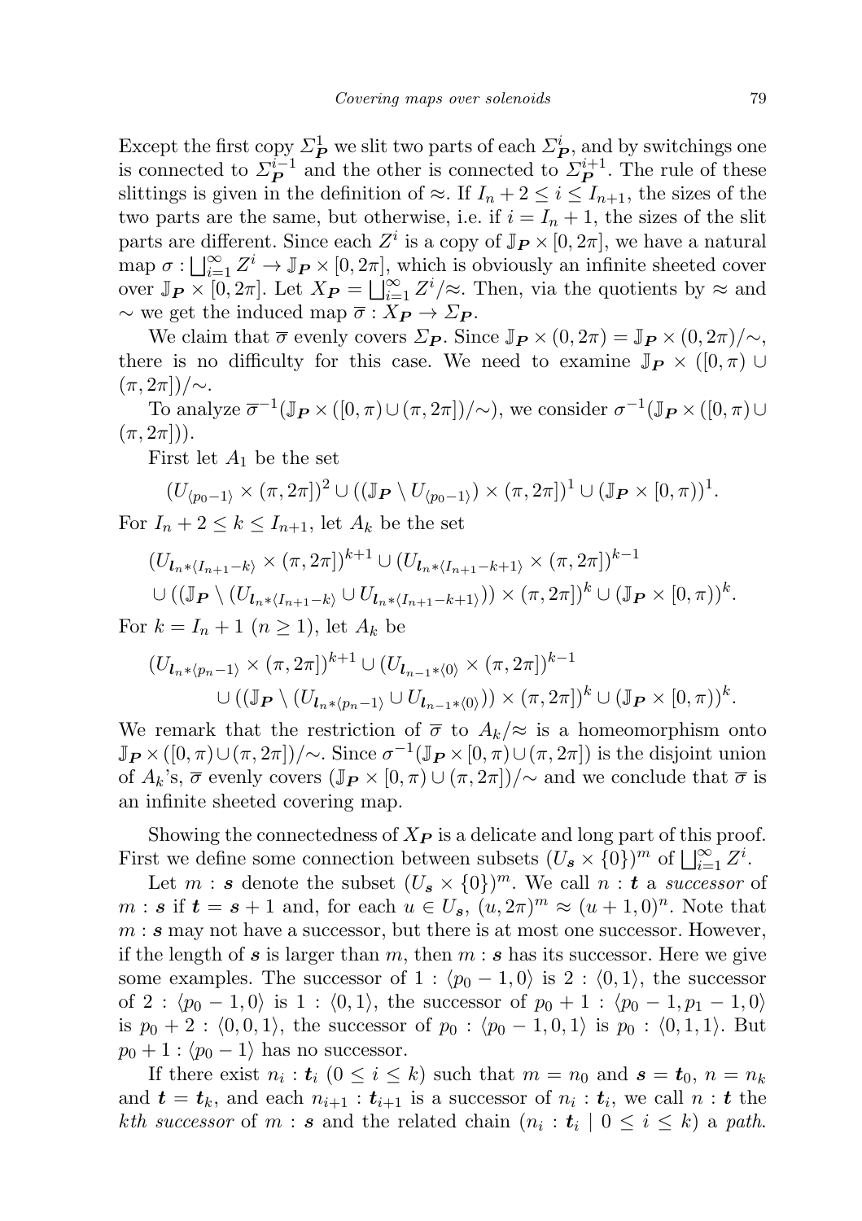Except the first copy $\Sigma^1_{\boldsymbol{P}}$ we slit two parts of each $\Sigma^i_{\boldsymbol{P}}$, and by switchings one is connected to $\Sigma^{i-1}_{\boldsymbol{P}}$ and the other is connected to $\Sigma^{i+1}_{\boldsymbol{P}}$. The rule of these slittings is given in the definition of $\approx$. If $I_n + 2 \le i \le I_{n+1}$, the sizes of the two parts are the same, but otherwise, i.e. if $i = I_n + 1$, the sizes of the slit parts are different. Since each $Z^i$ is a copy of $\mathbb{J}_{\boldsymbol{P}} \times [0, 2\pi]$, we have a natural map $\sigma : \bigsqcup_{i=1}^{\infty} Z^i \to \mathbb{J}_{\boldsymbol{P}} \times [0, 2\pi]$, which is obviously an infinite sheeted cover over $\mathbb{J}_{\boldsymbol{P}} \times [0, 2\pi]$. Let $X_{\boldsymbol{P}} = \bigsqcup_{i=1}^{\infty} Z^i/{\approx}$. Then, via the quotients by $\approx$ and $\sim$ we get the induced map $\overline{\sigma} : X_{\boldsymbol{P}} \to \Sigma_{\boldsymbol{P}}$.

We claim that $\overline{\sigma}$ evenly covers $\Sigma_{\boldsymbol{P}}$. Since $\mathbb{J}_{\boldsymbol{P}} \times (0, 2\pi) = \mathbb{J}_{\boldsymbol{P}} \times (0, 2\pi)/{\sim}$, there is no difficulty for this case. We need to examine $\mathbb{J}_{\boldsymbol{P}} \times ([0, \pi) \cup (\pi, 2\pi])/{\sim}$.

To analyze $\overline{\sigma}^{-1}(\mathbb{J}_{\boldsymbol{P}} \times ([0, \pi) \cup (\pi, 2\pi])/{\sim})$, we consider $\sigma^{-1}(\mathbb{J}_{\boldsymbol{P}} \times ([0, \pi) \cup (\pi, 2\pi]))$.

First let $A_1$ be the set

$$(U_{\langle p_0 - 1\rangle} \times (\pi, 2\pi])^2 \cup ((\mathbb{J}_{\boldsymbol{P}} \setminus U_{\langle p_0 - 1\rangle}) \times (\pi, 2\pi])^1 \cup (\mathbb{J}_{\boldsymbol{P}} \times [0, \pi))^1.$$

For $I_n + 2 \le k \le I_{n+1}$, let $A_k$ be the set

$$\begin{aligned}&(U_{\boldsymbol{l}_n * \langle I_{n+1} - k\rangle} \times (\pi, 2\pi])^{k+1} \cup (U_{\boldsymbol{l}_n * \langle I_{n+1} - k + 1\rangle} \times (\pi, 2\pi])^{k-1} \\ &\cup ((\mathbb{J}_{\boldsymbol{P}} \setminus (U_{\boldsymbol{l}_n * \langle I_{n+1} - k\rangle} \cup U_{\boldsymbol{l}_n * \langle I_{n+1} - k + 1\rangle})) \times (\pi, 2\pi])^k \cup (\mathbb{J}_{\boldsymbol{P}} \times [0, \pi))^k.\end{aligned}$$

For $k = I_n + 1$ $(n \ge 1)$, let $A_k$ be

$$\begin{aligned}&(U_{\boldsymbol{l}_n * \langle p_n - 1\rangle} \times (\pi, 2\pi])^{k+1} \cup (U_{\boldsymbol{l}_{n-1} * \langle 0\rangle} \times (\pi, 2\pi])^{k-1} \\ &\qquad \cup ((\mathbb{J}_{\boldsymbol{P}} \setminus (U_{\boldsymbol{l}_n * \langle p_n - 1\rangle} \cup U_{\boldsymbol{l}_{n-1} * \langle 0\rangle})) \times (\pi, 2\pi])^k \cup (\mathbb{J}_{\boldsymbol{P}} \times [0, \pi))^k.\end{aligned}$$

We remark that the restriction of $\overline{\sigma}$ to $A_k/{\approx}$ is a homeomorphism onto $\mathbb{J}_{\boldsymbol{P}} \times ([0, \pi) \cup (\pi, 2\pi])/{\sim}$. Since $\sigma^{-1}(\mathbb{J}_{\boldsymbol{P}} \times [0, \pi) \cup (\pi, 2\pi])$ is the disjoint union of $A_k$'s, $\overline{\sigma}$ evenly covers $(\mathbb{J}_{\boldsymbol{P}} \times [0, \pi) \cup (\pi, 2\pi])/{\sim}$ and we conclude that $\overline{\sigma}$ is an infinite sheeted covering map.

Showing the connectedness of $X_{\boldsymbol{P}}$ is a delicate and long part of this proof. First we define some connection between subsets $(U_{\boldsymbol{s}} \times \{0\})^m$ of $\bigsqcup_{i=1}^{\infty} Z^i$.

Let $m : \boldsymbol{s}$ denote the subset $(U_{\boldsymbol{s}} \times \{0\})^m$. We call $n : \boldsymbol{t}$ a *successor* of $m : \boldsymbol{s}$ if $\boldsymbol{t} = \boldsymbol{s} + 1$ and, for each $u \in U_{\boldsymbol{s}}$, $(u, 2\pi)^m \approx (u + 1, 0)^n$. Note that $m : \boldsymbol{s}$ may not have a successor, but there is at most one successor. However, if the length of $\boldsymbol{s}$ is larger than $m$, then $m : \boldsymbol{s}$ has its successor. Here we give some examples. The successor of $1 : \langle p_0 - 1, 0\rangle$ is $2 : \langle 0, 1\rangle$, the successor of $2 : \langle p_0 - 1, 0\rangle$ is $1 : \langle 0, 1\rangle$, the successor of $p_0 + 1 : \langle p_0 - 1, p_1 - 1, 0\rangle$ is $p_0 + 2 : \langle 0, 0, 1\rangle$, the successor of $p_0 : \langle p_0 - 1, 0, 1\rangle$ is $p_0 : \langle 0, 1, 1\rangle$. But $p_0 + 1 : \langle p_0 - 1\rangle$ has no successor.

If there exist $n_i : \boldsymbol{t}_i$ $(0 \le i \le k)$ such that $m = n_0$ and $\boldsymbol{s} = \boldsymbol{t}_0$, $n = n_k$ and $\boldsymbol{t} = \boldsymbol{t}_k$, and each $n_{i+1} : \boldsymbol{t}_{i+1}$ is a successor of $n_i : \boldsymbol{t}_i$, we call $n : \boldsymbol{t}$ the *kth successor* of $m : \boldsymbol{s}$ and the related chain $(n_i : \boldsymbol{t}_i \mid 0 \le i \le k)$ a *path*.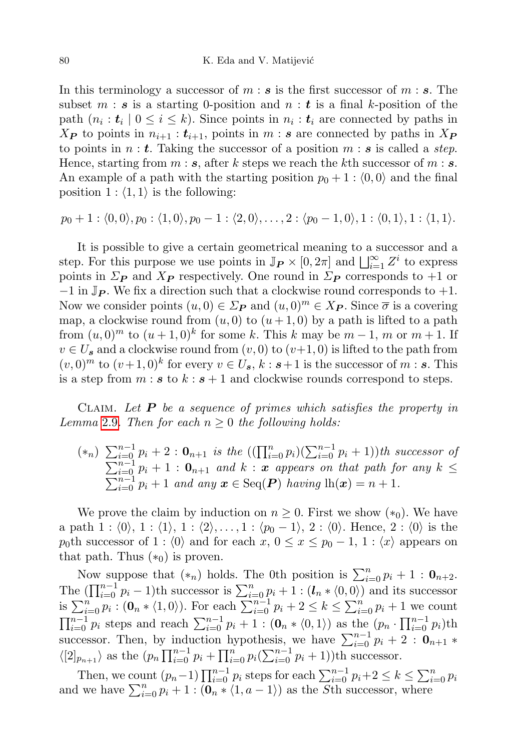In this terminology a successor of $m : \boldsymbol{s}$ is the first successor of $m : \boldsymbol{s}$. The subset $m : \boldsymbol{s}$ is a starting 0-position and $n : \boldsymbol{t}$ is a final $k$-position of the path $(n_i : \boldsymbol{t}_i \mid 0 \le i \le k)$. Since points in $n_i : \boldsymbol{t}_i$ are connected by paths in $X_{\boldsymbol{P}}$ to points in $n_{i+1} : \boldsymbol{t}_{i+1}$, points in $m : \boldsymbol{s}$ are connected by paths in $X_{\boldsymbol{P}}$ to points in $n : \boldsymbol{t}$. Taking the successor of a position $m : \boldsymbol{s}$ is called a *step*. Hence, starting from $m : \boldsymbol{s}$, after $k$ steps we reach the $k$th successor of $m : \boldsymbol{s}$. An example of a path with the starting position $p_0 + 1 : \langle 0, 0\rangle$ and the final position $1 : \langle 1, 1\rangle$ is the following:

$$p_0 + 1 : \langle 0, 0\rangle, p_0 : \langle 1, 0\rangle, p_0 - 1 : \langle 2, 0\rangle, \ldots, 2 : \langle p_0 - 1, 0\rangle, 1 : \langle 0, 1\rangle, 1 : \langle 1, 1\rangle.$$

It is possible to give a certain geometrical meaning to a successor and a step. For this purpose we use points in $\mathbb{J}_{\boldsymbol{P}} \times [0, 2\pi]$ and $\bigsqcup_{i=1}^{\infty} Z^i$ to express points in $\Sigma_{\boldsymbol{P}}$ and $X_{\boldsymbol{P}}$ respectively. One round in $\Sigma_{\boldsymbol{P}}$ corresponds to $+1$ or $-1$ in $\mathbb{J}_{\boldsymbol{P}}$. We fix a direction such that a clockwise round corresponds to $+1$. Now we consider points $(u, 0) \in \Sigma_{\boldsymbol{P}}$ and $(u, 0)^m \in X_{\boldsymbol{P}}$. Since $\overline{\sigma}$ is a covering map, a clockwise round from $(u, 0)$ to $(u + 1, 0)$ by a path is lifted to a path from $(u, 0)^m$ to $(u + 1, 0)^k$ for some $k$. This $k$ may be $m - 1$, $m$ or $m + 1$. If $v \in U_{\boldsymbol{s}}$ and a clockwise round from $(v, 0)$ to $(v+1, 0)$ is lifted to the path from $(v, 0)^m$ to $(v+1, 0)^k$ for every $v \in U_{\boldsymbol{s}}$, $k : \boldsymbol{s}+1$ is the successor of $m : \boldsymbol{s}$. This is a step from $m : \boldsymbol{s}$ to $k : \boldsymbol{s} + 1$ and clockwise rounds correspond to steps.

Claim. *Let $\boldsymbol{P}$ be a sequence of primes which satisfies the property in Lemma 2.9. Then for each $n \ge 0$ the following holds:*

$(*_n)$ *$\sum_{i=0}^{n-1} p_i + 2 : \mathbf{0}_{n+1}$ is the $((\prod_{i=0}^{n} p_i)(\sum_{i=0}^{n-1} p_i + 1))$th successor of $\sum_{i=0}^{n-1} p_i + 1 : \mathbf{0}_{n+1}$ and $k : \boldsymbol{x}$ appears on that path for any $k \le \sum_{i=0}^{n-1} p_i + 1$ and any $\boldsymbol{x} \in \mathrm{Seq}(\boldsymbol{P})$ having $\mathrm{lh}(\boldsymbol{x}) = n + 1$.*

We prove the claim by induction on $n \ge 0$. First we show $(*_0)$. We have a path $1 : \langle 0\rangle$, $1 : \langle 1\rangle$, $1 : \langle 2\rangle, \ldots, 1 : \langle p_0 - 1\rangle$, $2 : \langle 0\rangle$. Hence, $2 : \langle 0\rangle$ is the $p_0$th successor of $1 : \langle 0\rangle$ and for each $x$, $0 \le x \le p_0 - 1$, $1 : \langle x\rangle$ appears on that path. Thus $(*_0)$ is proven.

Now suppose that $(*_n)$ holds. The 0th position is $\sum_{i=0}^{n} p_i + 1 : \mathbf{0}_{n+2}$. The $(\prod_{i=0}^{n-1} p_i - 1)$th successor is $\sum_{i=0}^{n} p_i + 1 : (\boldsymbol{l}_n * \langle 0, 0\rangle)$ and its successor is $\sum_{i=0}^{n} p_i : (\mathbf{0}_n * \langle 1, 0\rangle)$. For each $\sum_{i=0}^{n-1} p_i + 2 \le k \le \sum_{i=0}^{n} p_i + 1$ we count $\prod_{i=0}^{n-1} p_i$ steps and reach $\sum_{i=0}^{n-1} p_i + 1 : (\mathbf{0}_n * \langle 0, 1\rangle)$ as the $(p_n \cdot \prod_{i=0}^{n-1} p_i)$th successor. Then, by induction hypothesis, we have $\sum_{i=0}^{n-1} p_i + 2 : \mathbf{0}_{n+1} * \langle [2]_{p_{n+1}}\rangle$ as the $(p_n \prod_{i=0}^{n-1} p_i + \prod_{i=0}^{n} p_i(\sum_{i=0}^{n-1} p_i + 1))$th successor.

Then, we count $(p_n - 1) \prod_{i=0}^{n-1} p_i$ steps for each $\sum_{i=0}^{n-1} p_i + 2 \le k \le \sum_{i=0}^{n} p_i$ and we have $\sum_{i=0}^{n} p_i + 1 : (\mathbf{0}_n * \langle 1, a - 1\rangle)$ as the $S$th successor, where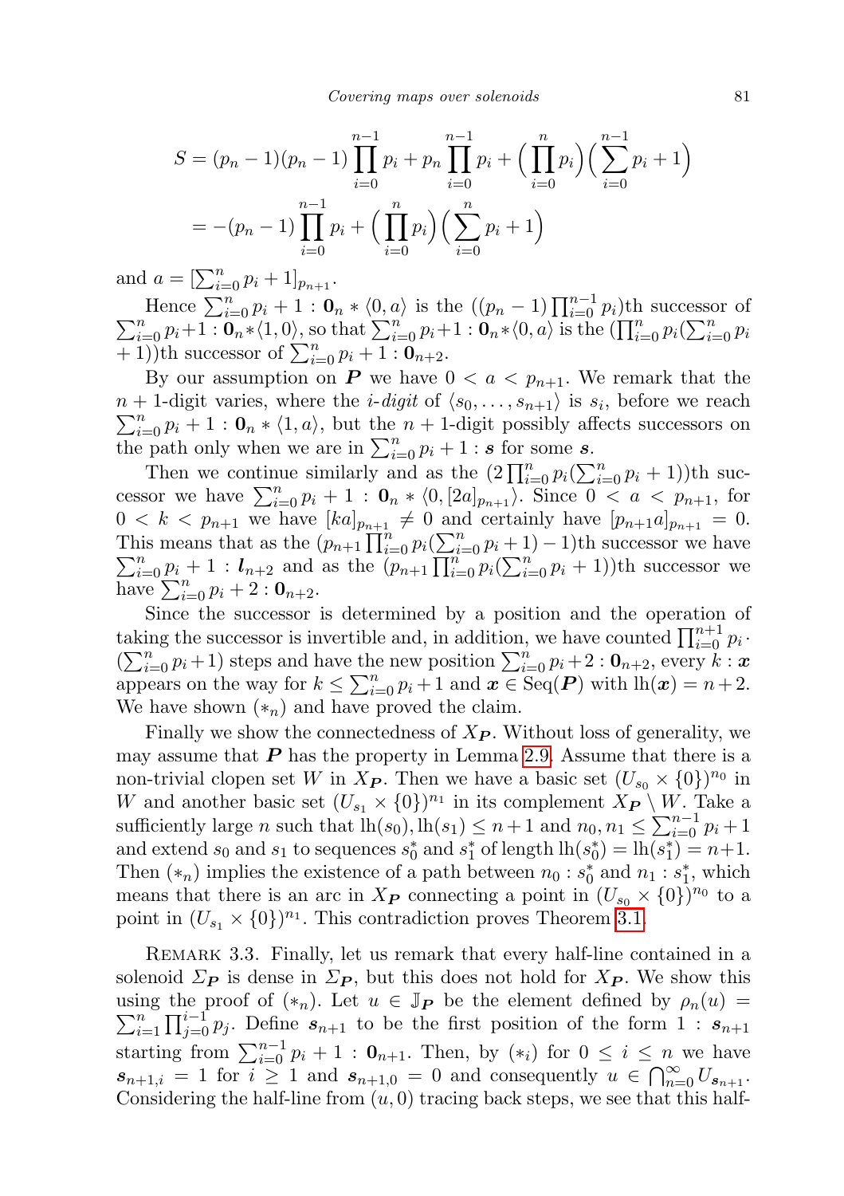$$S = (p_n - 1)(p_n - 1)\prod_{i=0}^{n-1} p_i + p_n \prod_{i=0}^{n-1} p_i + \Big(\prod_{i=0}^{n} p_i\Big)\Big(\sum_{i=0}^{n-1} p_i + 1\Big)$$
$$= -(p_n - 1)\prod_{i=0}^{n-1} p_i + \Big(\prod_{i=0}^{n} p_i\Big)\Big(\sum_{i=0}^{n} p_i + 1\Big)$$

and $a = [\sum_{i=0}^{n} p_i + 1]_{p_{n+1}}$.

Hence $\sum_{i=0}^{n} p_i + 1 : \mathbf{0}_n * \langle 0, a\rangle$ is the $((p_n - 1)\prod_{i=0}^{n-1} p_i)$th successor of $\sum_{i=0}^{n} p_i + 1 : \mathbf{0}_n * \langle 1, 0\rangle$, so that $\sum_{i=0}^{n} p_i + 1 : \mathbf{0}_n * \langle 0, a\rangle$ is the $(\prod_{i=0}^{n} p_i(\sum_{i=0}^{n} p_i + 1))$th successor of $\sum_{i=0}^{n} p_i + 1 : \mathbf{0}_{n+2}$.

By our assumption on $\boldsymbol{P}$ we have $0 < a < p_{n+1}$. We remark that the $n+1$-digit varies, where the *i-digit* of $\langle s_0, \ldots, s_{n+1}\rangle$ is $s_i$, before we reach $\sum_{i=0}^{n} p_i + 1 : \mathbf{0}_n * \langle 1, a\rangle$, but the $n+1$-digit possibly affects successors on the path only when we are in $\sum_{i=0}^{n} p_i + 1 : \boldsymbol{s}$ for some $\boldsymbol{s}$.

Then we continue similarly and as the $(2\prod_{i=0}^{n} p_i(\sum_{i=0}^{n} p_i + 1))$th successor we have $\sum_{i=0}^{n} p_i + 1 : \mathbf{0}_n * \langle 0, [2a]_{p_{n+1}}\rangle$. Since $0 < a < p_{n+1}$, for $0 < k < p_{n+1}$ we have $[ka]_{p_{n+1}} \neq 0$ and certainly have $[p_{n+1}a]_{p_{n+1}} = 0$. This means that as the $(p_{n+1}\prod_{i=0}^{n} p_i(\sum_{i=0}^{n} p_i + 1) - 1)$th successor we have $\sum_{i=0}^{n} p_i + 1 : \boldsymbol{l}_{n+2}$ and as the $(p_{n+1}\prod_{i=0}^{n} p_i(\sum_{i=0}^{n} p_i + 1))$th successor we have $\sum_{i=0}^{n} p_i + 2 : \mathbf{0}_{n+2}$.

Since the successor is determined by a position and the operation of taking the successor is invertible and, in addition, we have counted $\prod_{i=0}^{n+1} p_i \cdot (\sum_{i=0}^{n} p_i + 1)$ steps and have the new position $\sum_{i=0}^{n} p_i + 2 : \mathbf{0}_{n+2}$, every $k : \boldsymbol{x}$ appears on the way for $k \le \sum_{i=0}^{n} p_i + 1$ and $\boldsymbol{x} \in \mathrm{Seq}(\boldsymbol{P})$ with $\mathrm{lh}(\boldsymbol{x}) = n+2$. We have shown $(*_n)$ and have proved the claim.

Finally we show the connectedness of $X_{\boldsymbol{P}}$. Without loss of generality, we may assume that $\boldsymbol{P}$ has the property in Lemma 2.9. Assume that there is a non-trivial clopen set $W$ in $X_{\boldsymbol{P}}$. Then we have a basic set $(U_{s_0} \times \{0\})^{n_0}$ in $W$ and another basic set $(U_{s_1} \times \{0\})^{n_1}$ in its complement $X_{\boldsymbol{P}} \setminus W$. Take a sufficiently large $n$ such that $\mathrm{lh}(s_0), \mathrm{lh}(s_1) \le n+1$ and $n_0, n_1 \le \sum_{i=0}^{n-1} p_i + 1$ and extend $s_0$ and $s_1$ to sequences $s_0^*$ and $s_1^*$ of length $\mathrm{lh}(s_0^*) = \mathrm{lh}(s_1^*) = n+1$. Then $(*_n)$ implies the existence of a path between $n_0 : s_0^*$ and $n_1 : s_1^*$, which means that there is an arc in $X_{\boldsymbol{P}}$ connecting a point in $(U_{s_0} \times \{0\})^{n_0}$ to a point in $(U_{s_1} \times \{0\})^{n_1}$. This contradiction proves Theorem 3.1.

REMARK 3.3. Finally, let us remark that every half-line contained in a solenoid $\Sigma_{\boldsymbol{P}}$ is dense in $\Sigma_{\boldsymbol{P}}$, but this does not hold for $X_{\boldsymbol{P}}$. We show this using the proof of $(*_n)$. Let $u \in \mathbb{J}_{\boldsymbol{P}}$ be the element defined by $\rho_n(u) = \sum_{i=1}^{n}\prod_{j=0}^{i-1} p_j$. Define $\boldsymbol{s}_{n+1}$ to be the first position of the form $1 : \boldsymbol{s}_{n+1}$ starting from $\sum_{i=0}^{n-1} p_i + 1 : \mathbf{0}_{n+1}$. Then, by $(*_i)$ for $0 \le i \le n$ we have $\boldsymbol{s}_{n+1,i} = 1$ for $i \ge 1$ and $\boldsymbol{s}_{n+1,0} = 0$ and consequently $u \in \bigcap_{n=0}^{\infty} U_{\boldsymbol{s}_{n+1}}$. Considering the half-line from $(u, 0)$ tracing back steps, we see that this half-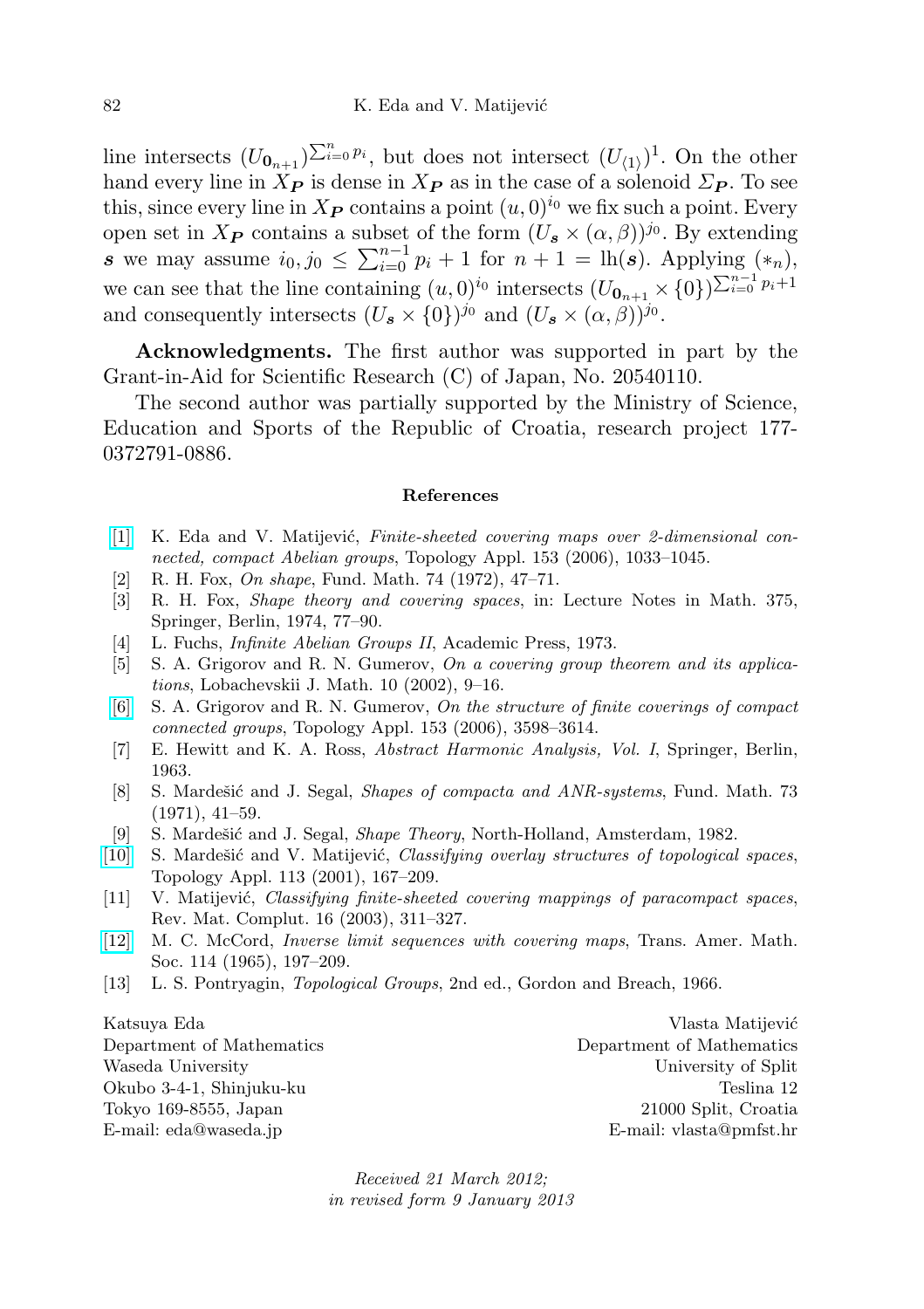line intersects $(U_{\mathbf{0}_{n+1}})^{\sum_{i=0}^{n} p_i}$, but does not intersect $(U_{\langle 1\rangle})^1$. On the other hand every line in $X_{\boldsymbol{P}}$ is dense in $X_{\boldsymbol{P}}$ as in the case of a solenoid $\Sigma_{\boldsymbol{P}}$. To see this, since every line in $X_{\boldsymbol{P}}$ contains a point $(u,0)^{i_0}$ we fix such a point. Every open set in $X_{\boldsymbol{P}}$ contains a subset of the form $(U_{\boldsymbol{s}} \times (\alpha,\beta))^{j_0}$. By extending $\boldsymbol{s}$ we may assume $i_0, j_0 \leq \sum_{i=0}^{n-1} p_i + 1$ for $n+1 = \mathrm{lh}(\boldsymbol{s})$. Applying $(*_n)$, we can see that the line containing $(u,0)^{i_0}$ intersects $(U_{\mathbf{0}_{n+1}} \times \{0\})^{\sum_{i=0}^{n-1} p_i + 1}$ and consequently intersects $(U_{\boldsymbol{s}} \times \{0\})^{j_0}$ and $(U_{\boldsymbol{s}} \times (\alpha,\beta))^{j_0}$.

**Acknowledgments.** The first author was supported in part by the Grant-in-Aid for Scientific Research (C) of Japan, No. 20540110.

The second author was partially supported by the Ministry of Science, Education and Sports of the Republic of Croatia, research project 177-0372791-0886.

## References

[1] K. Eda and V. Matijević, *Finite-sheeted covering maps over 2-dimensional connected, compact Abelian groups*, Topology Appl. 153 (2006), 1033–1045.

[2] R. H. Fox, *On shape*, Fund. Math. 74 (1972), 47–71.

[3] R. H. Fox, *Shape theory and covering spaces*, in: Lecture Notes in Math. 375, Springer, Berlin, 1974, 77–90.

[4] L. Fuchs, *Infinite Abelian Groups II*, Academic Press, 1973.

[5] S. A. Grigorov and R. N. Gumerov, *On a covering group theorem and its applications*, Lobachevskii J. Math. 10 (2002), 9–16.

[6] S. A. Grigorov and R. N. Gumerov, *On the structure of finite coverings of compact connected groups*, Topology Appl. 153 (2006), 3598–3614.

[7] E. Hewitt and K. A. Ross, *Abstract Harmonic Analysis, Vol. I*, Springer, Berlin, 1963.

[8] S. Mardešić and J. Segal, *Shapes of compacta and ANR-systems*, Fund. Math. 73 (1971), 41–59.

[9] S. Mardešić and J. Segal, *Shape Theory*, North-Holland, Amsterdam, 1982.

[10] S. Mardešić and V. Matijević, *Classifying overlay structures of topological spaces*, Topology Appl. 113 (2001), 167–209.

[11] V. Matijević, *Classifying finite-sheeted covering mappings of paracompact spaces*, Rev. Mat. Complut. 16 (2003), 311–327.

[12] M. C. McCord, *Inverse limit sequences with covering maps*, Trans. Amer. Math. Soc. 114 (1965), 197–209.

[13] L. S. Pontryagin, *Topological Groups*, 2nd ed., Gordon and Breach, 1966.

Katsuya Eda
Department of Mathematics
Waseda University
Okubo 3-4-1, Shinjuku-ku
Tokyo 169-8555, Japan
E-mail: eda@waseda.jp

Vlasta Matijević
Department of Mathematics
University of Split
Teslina 12
21000 Split, Croatia
E-mail: vlasta@pmfst.hr

*Received 21 March 2012;*
*in revised form 9 January 2013*